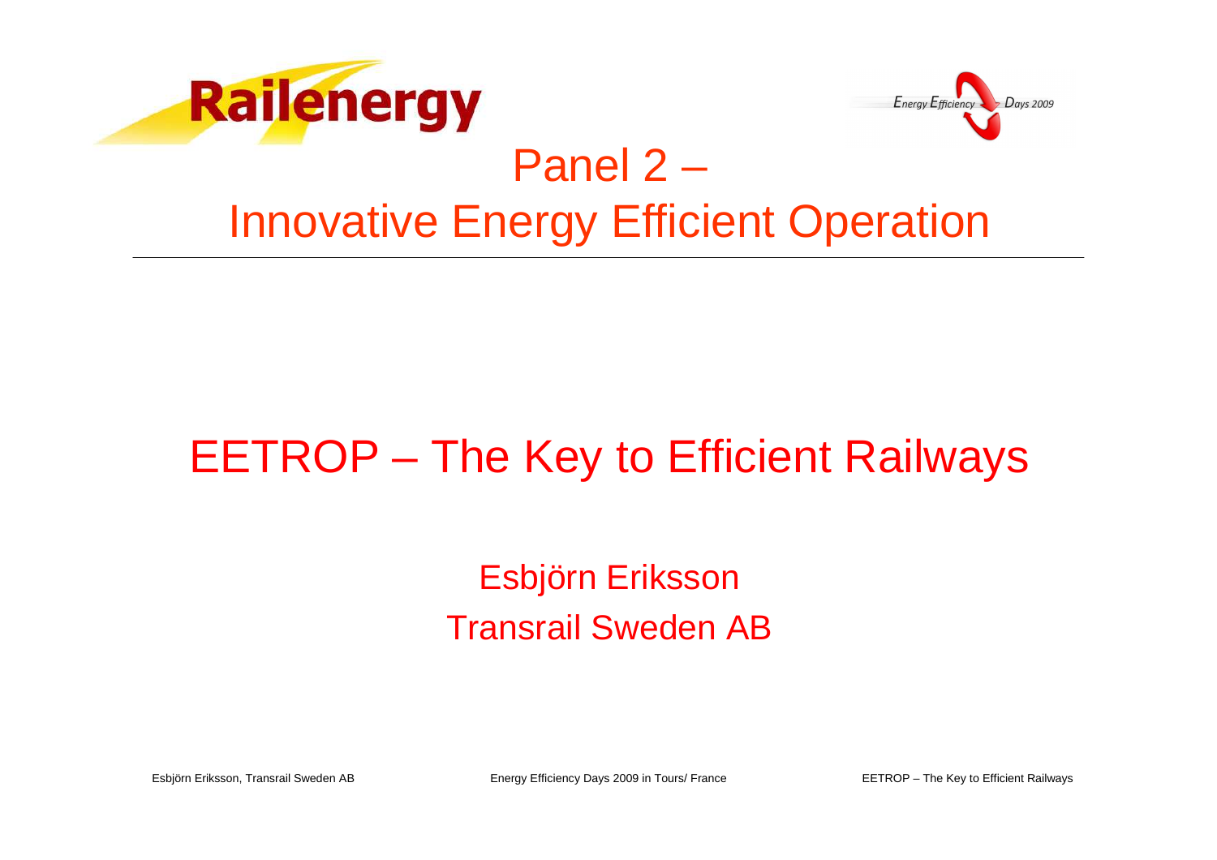# Panel 2 – Innovative Energy Efficient Operation

## EETROP – The Key to Efficient Railways

Esbjörn Eriksson

Transrail Sweden AB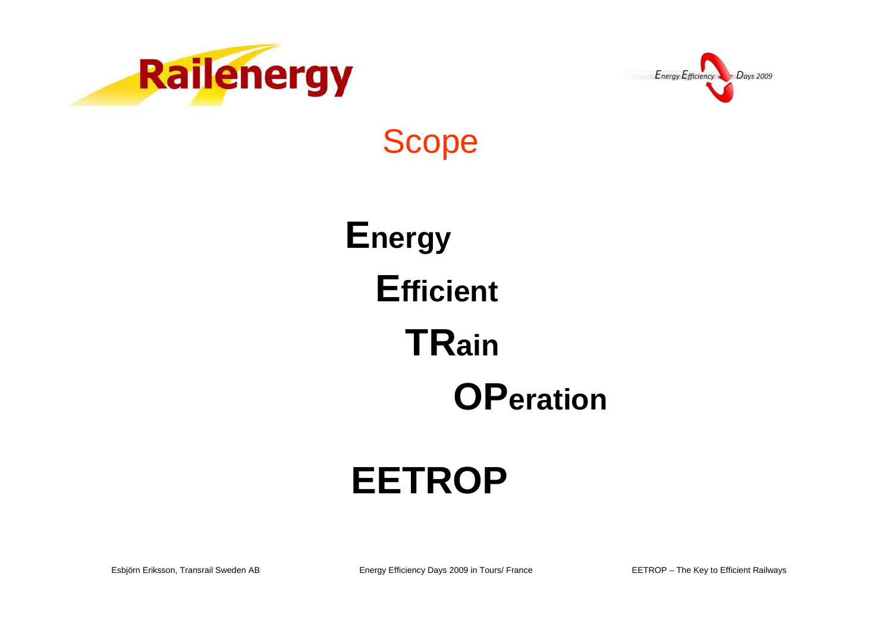# Scope

**E**nergy

**E**fficient

**TR**ain

**OP**eration

**EETROP**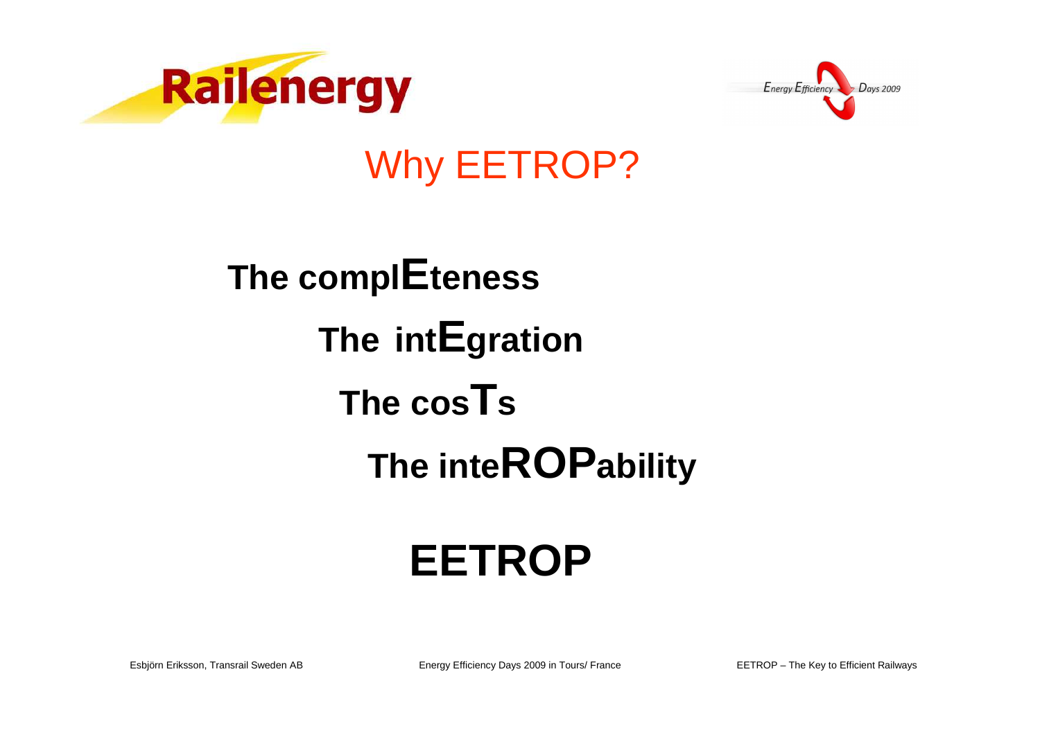# Why EETROP?

**The complEteness**

**The intEgration**

**The cosTs**

**The inteROPability**

# EETROP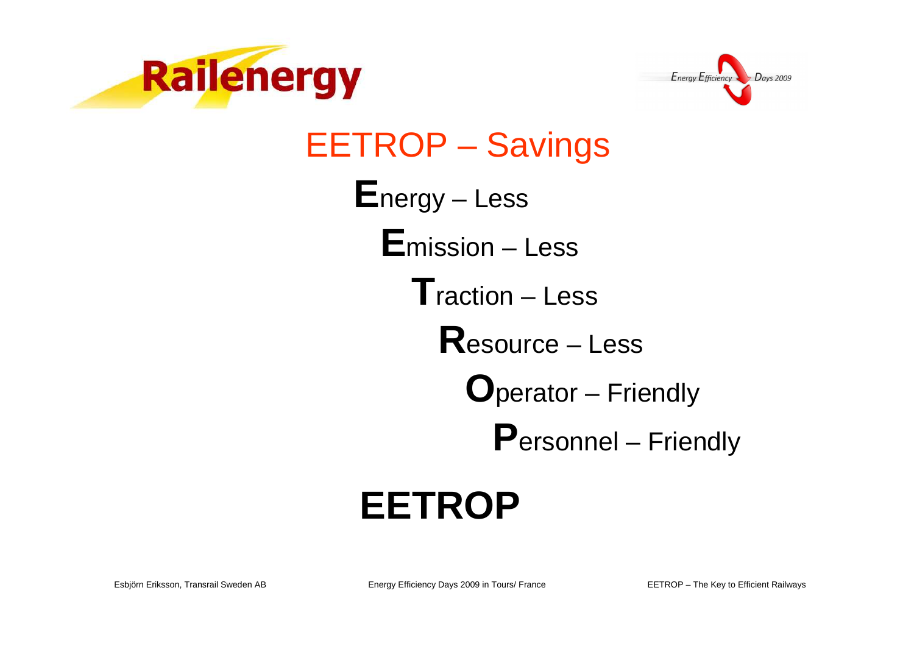# EETROP – Savings

**E**nergy – Less

**E**mission – Less

**T**raction – Less

**R**esource – Less

**O**perator – Friendly

**P**ersonnel – Friendly

**EETROP**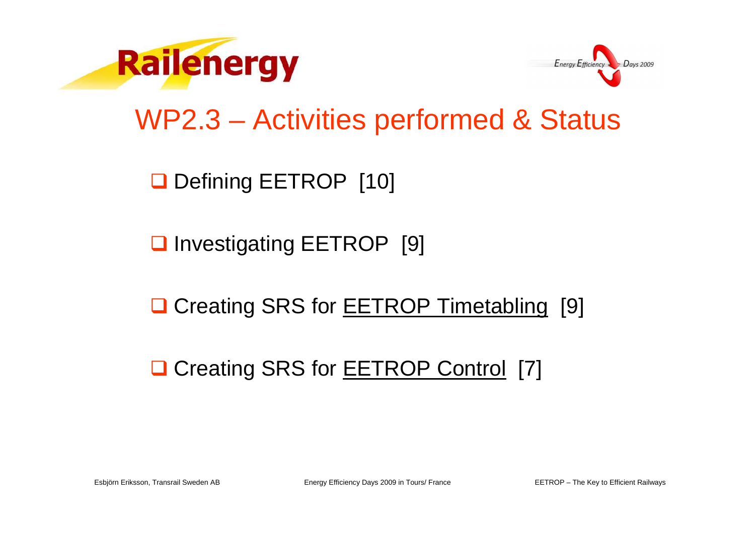# WP2.3 – Activities performed & Status

- Defining EETROP [10]
- Investigating EETROP [9]
- Creating SRS for <u>EETROP Timetabling</u> [9]
- Creating SRS for <u>EETROP Control</u> [7]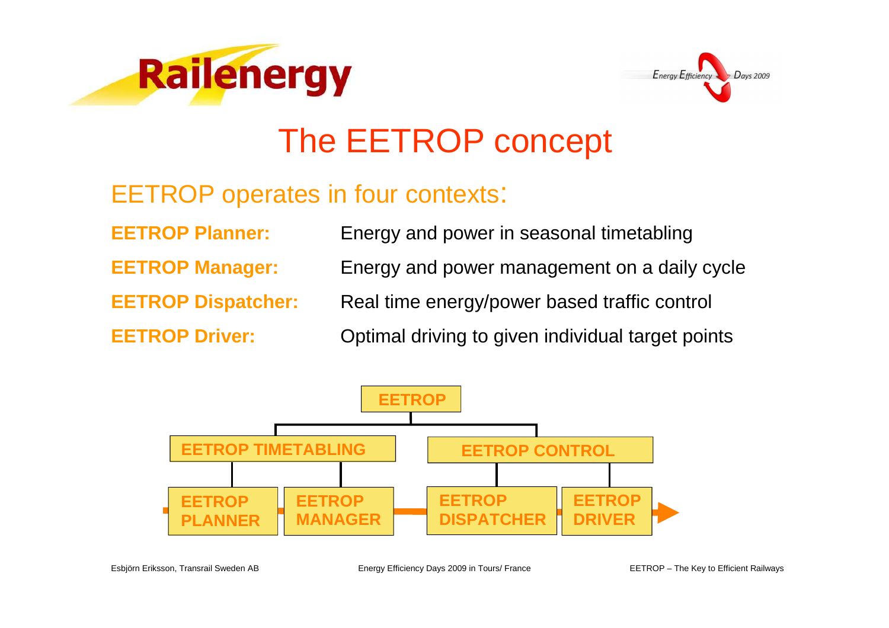# The EETROP concept

## EETROP operates in four contexts:

| | |
|---|---|
| **EETROP Planner:** | Energy and power in seasonal timetabling |
| **EETROP Manager:** | Energy and power management on a daily cycle |
| **EETROP Dispatcher:** | Real time energy/power based traffic control |
| **EETROP Driver:** | Optimal driving to given individual target points |

- **EETROP**
  - **EETROP TIMETABLING**
    - **EETROP PLANNER**
    - **EETROP MANAGER**
  - **EETROP CONTROL**
    - **EETROP DISPATCHER**
    - **EETROP DRIVER**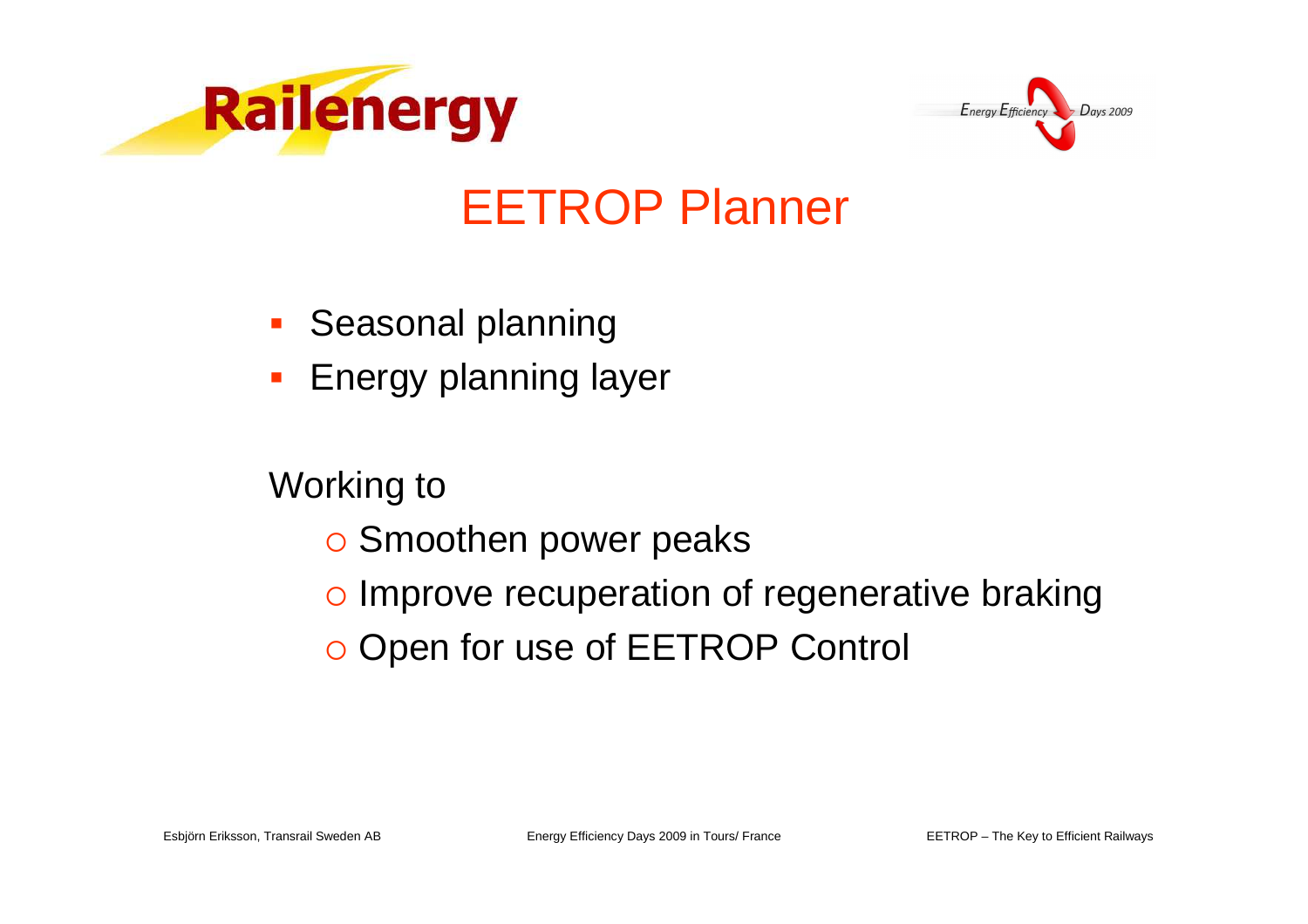# EETROP Planner

- Seasonal planning
- Energy planning layer

Working to

- Smoothen power peaks
- Improve recuperation of regenerative braking
- Open for use of EETROP Control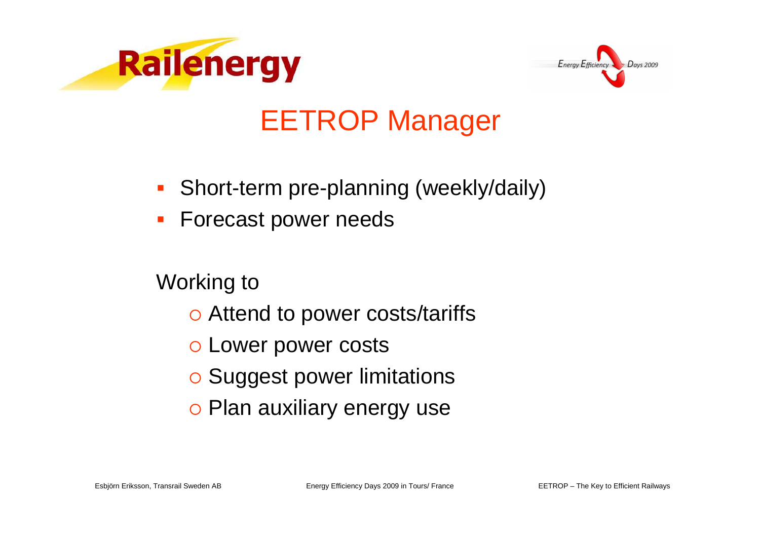# EETROP Manager

- Short-term pre-planning (weekly/daily)
- Forecast power needs

Working to

- Attend to power costs/tariffs
- Lower power costs
- Suggest power limitations
- Plan auxiliary energy use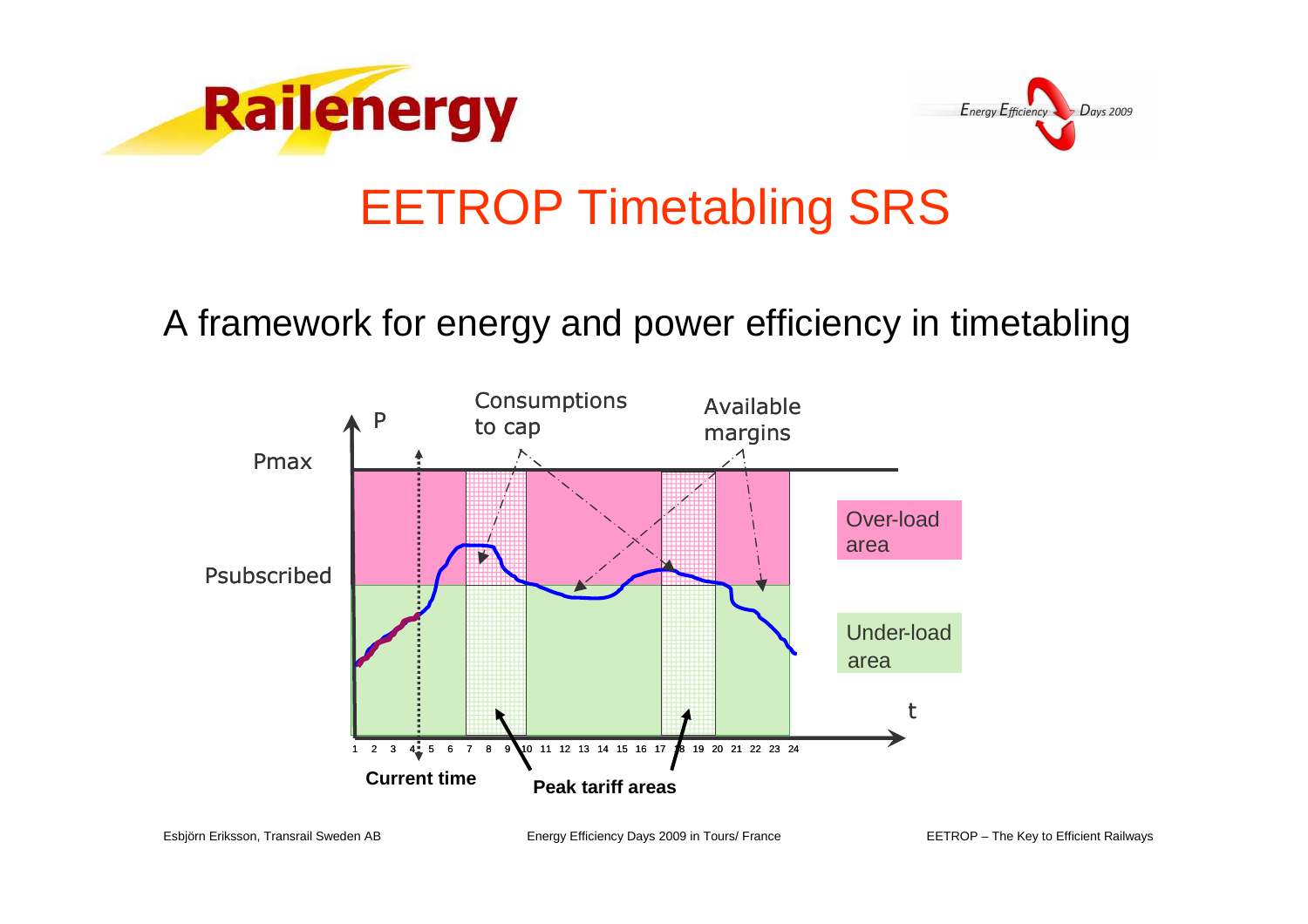# EETROP Timetabling SRS

A framework for energy and power efficiency in timetabling

P

Pmax

Psubscribed

Consumptions to cap

Available margins

Over-load area

Under-load area

t

1 2 3 4 5 6 7 8 9 10 11 12 13 14 15 16 17 18 19 20 21 22 23 24

**Current time**

**Peak tariff areas**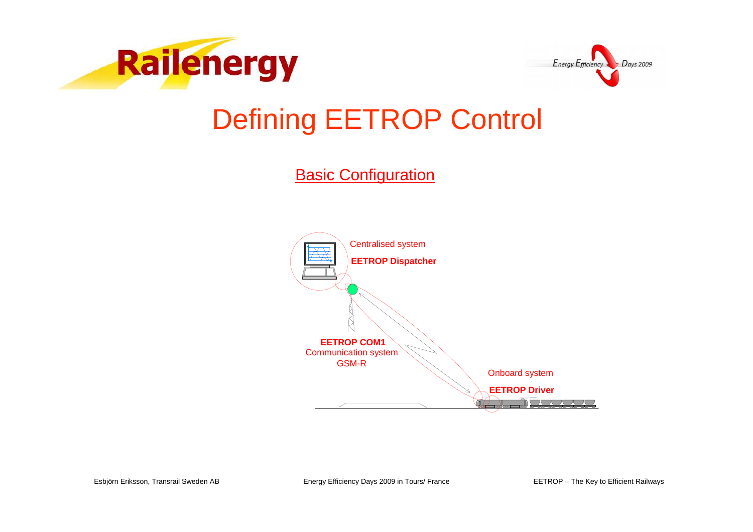# Defining EETROP Control

## Basic Configuration

Centralised system

**EETROP Dispatcher**

**EETROP COM1**
Communication system
GSM-R

Onboard system

**EETROP Driver**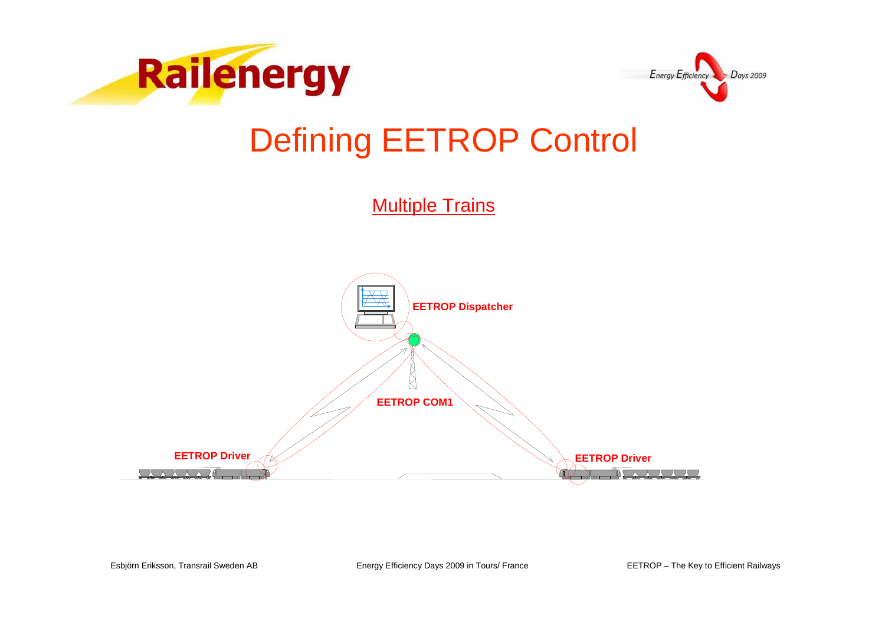# Defining EETROP Control

## Multiple Trains

EETROP Dispatcher

EETROP COM1

EETROP Driver

EETROP Driver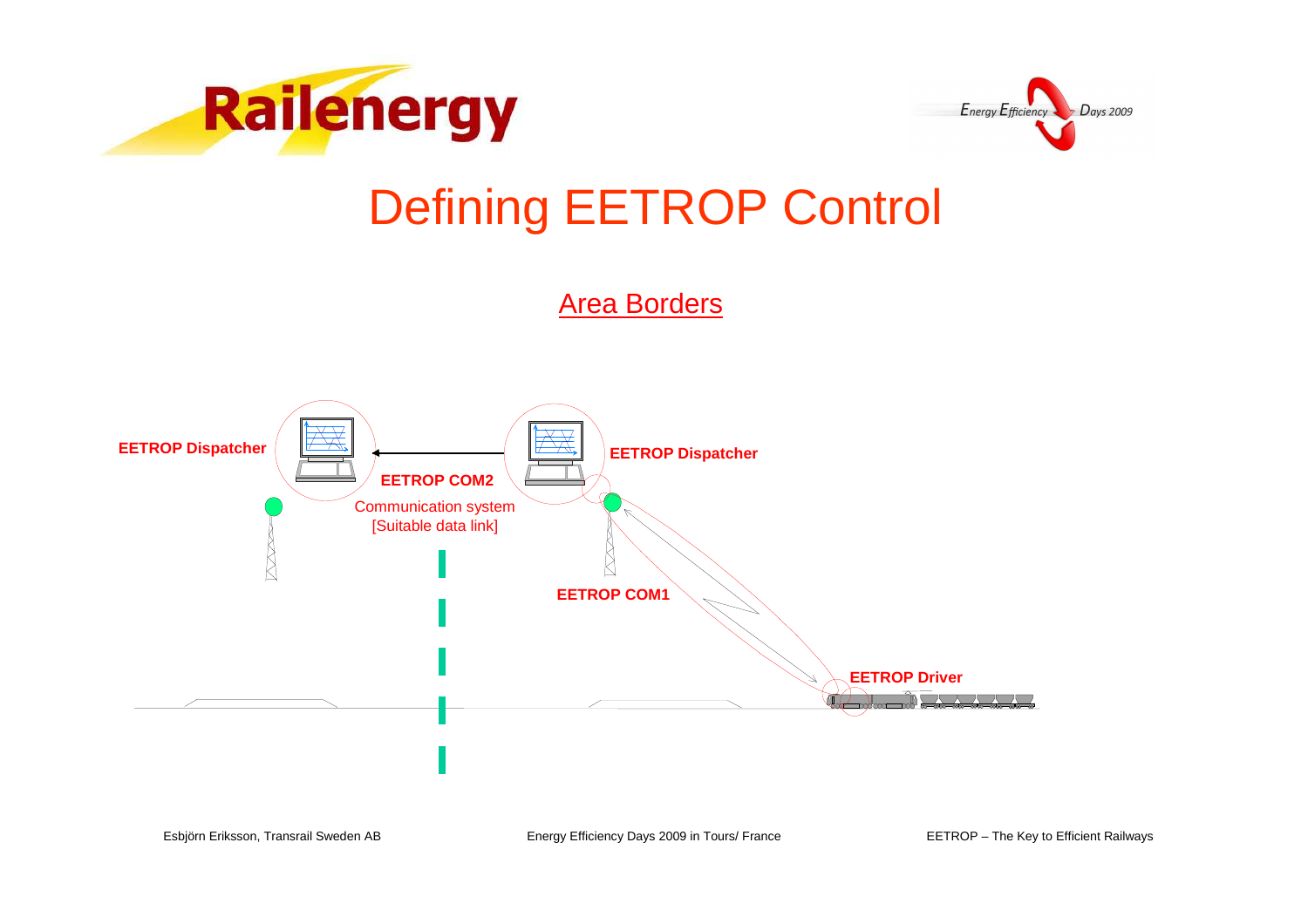# Defining EETROP Control

## Area Borders

EETROP Dispatcher

EETROP COM2

Communication system
[Suitable data link]

EETROP Dispatcher

EETROP COM1

EETROP Driver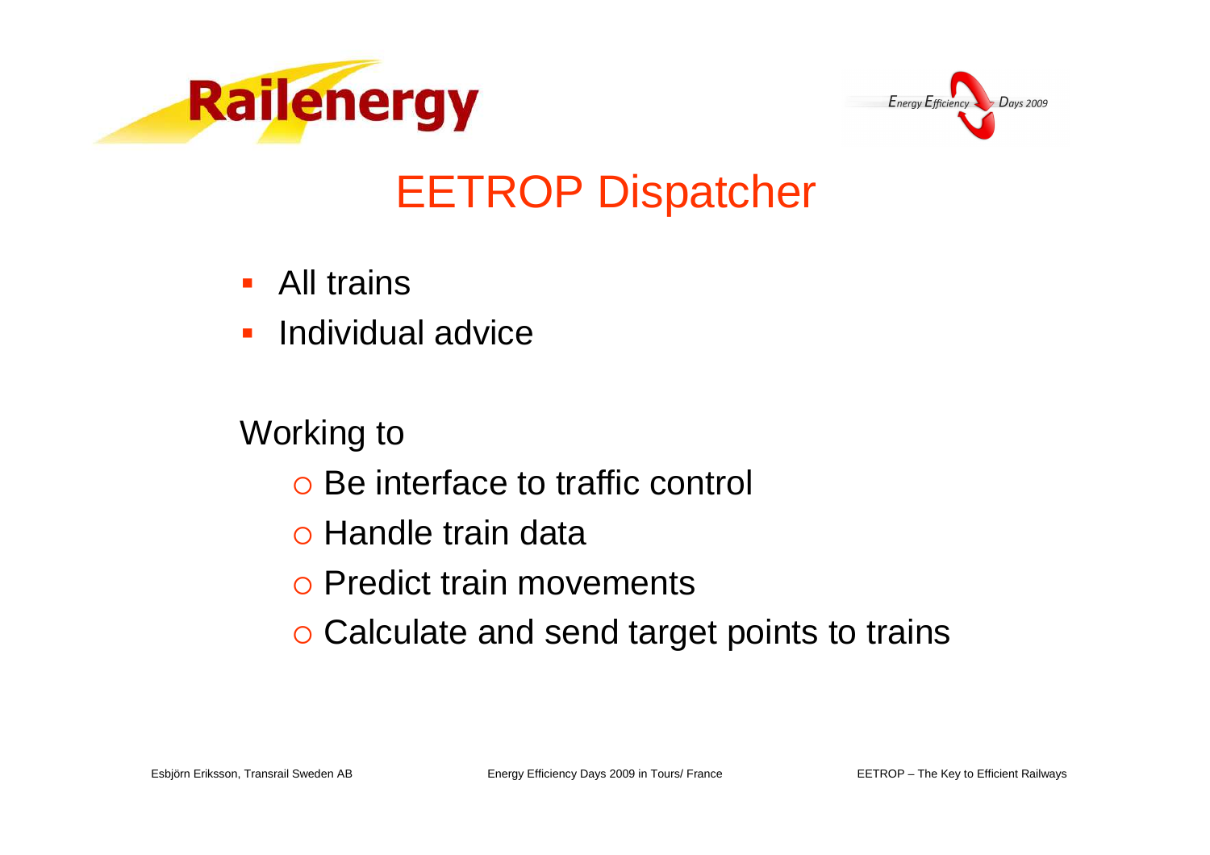# EETROP Dispatcher

- All trains
- Individual advice

Working to

- Be interface to traffic control
- Handle train data
- Predict train movements
- Calculate and send target points to trains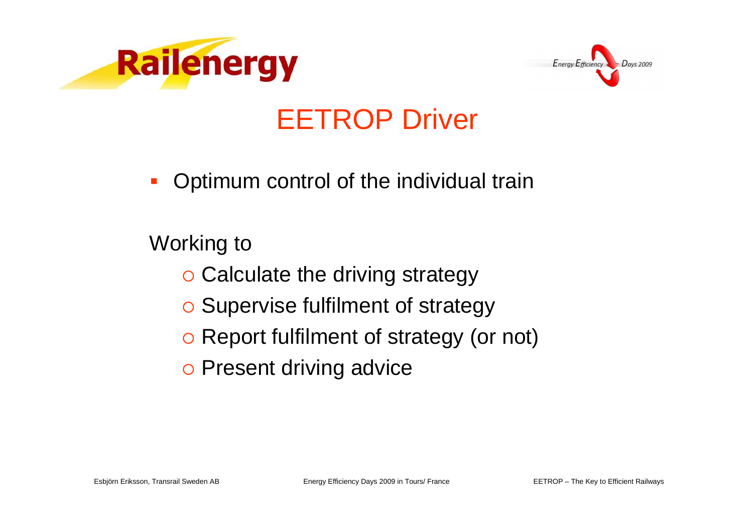# EETROP Driver

- Optimum control of the individual train

Working to

- Calculate the driving strategy
- Supervise fulfilment of strategy
- Report fulfilment of strategy (or not)
- Present driving advice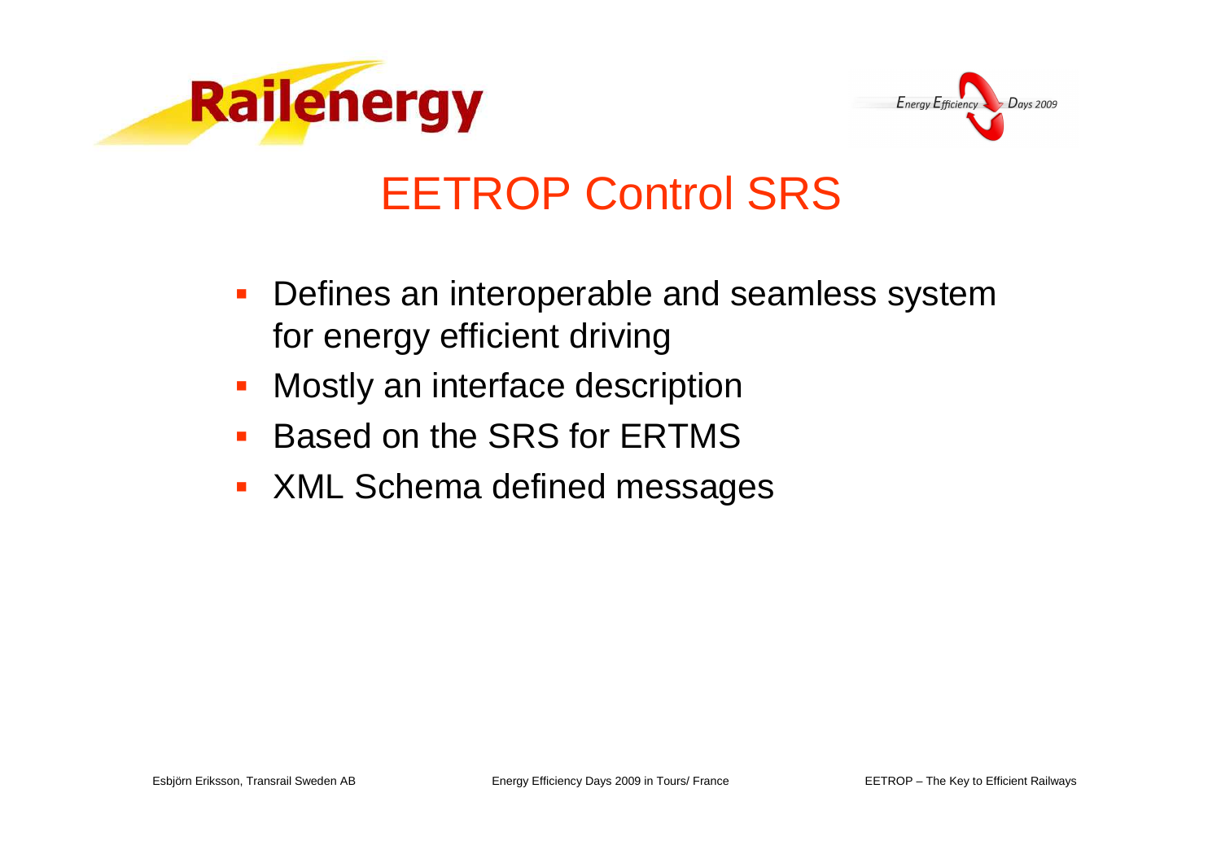# EETROP Control SRS

- Defines an interoperable and seamless system for energy efficient driving
- Mostly an interface description
- Based on the SRS for ERTMS
- XML Schema defined messages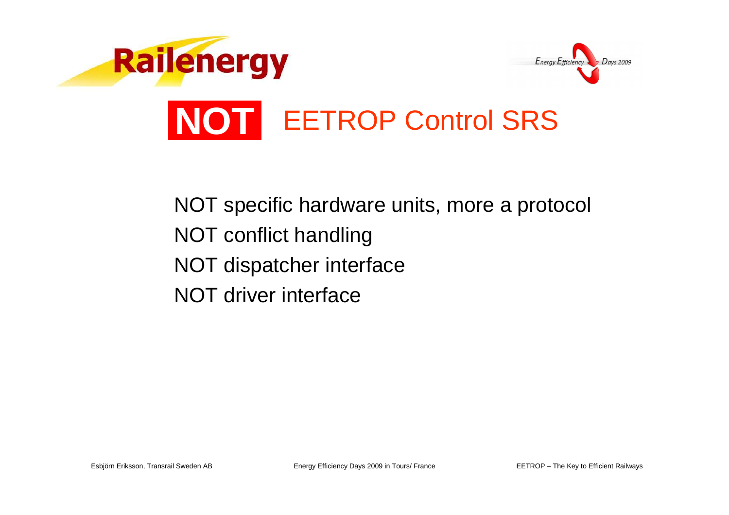# NOT EETROP Control SRS

NOT specific hardware units, more a protocol

NOT conflict handling

NOT dispatcher interface

NOT driver interface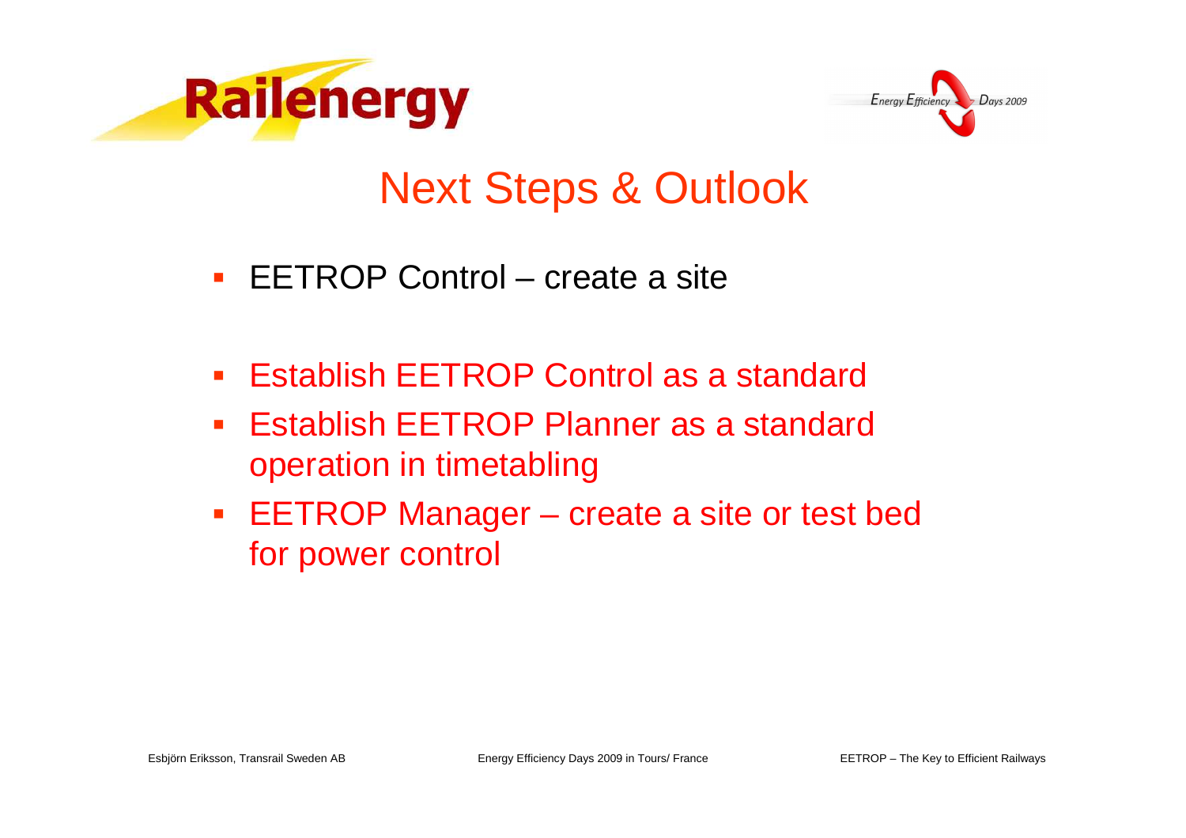# Next Steps & Outlook

- EETROP Control – create a site

- Establish EETROP Control as a standard
- Establish EETROP Planner as a standard operation in timetabling
- EETROP Manager – create a site or test bed for power control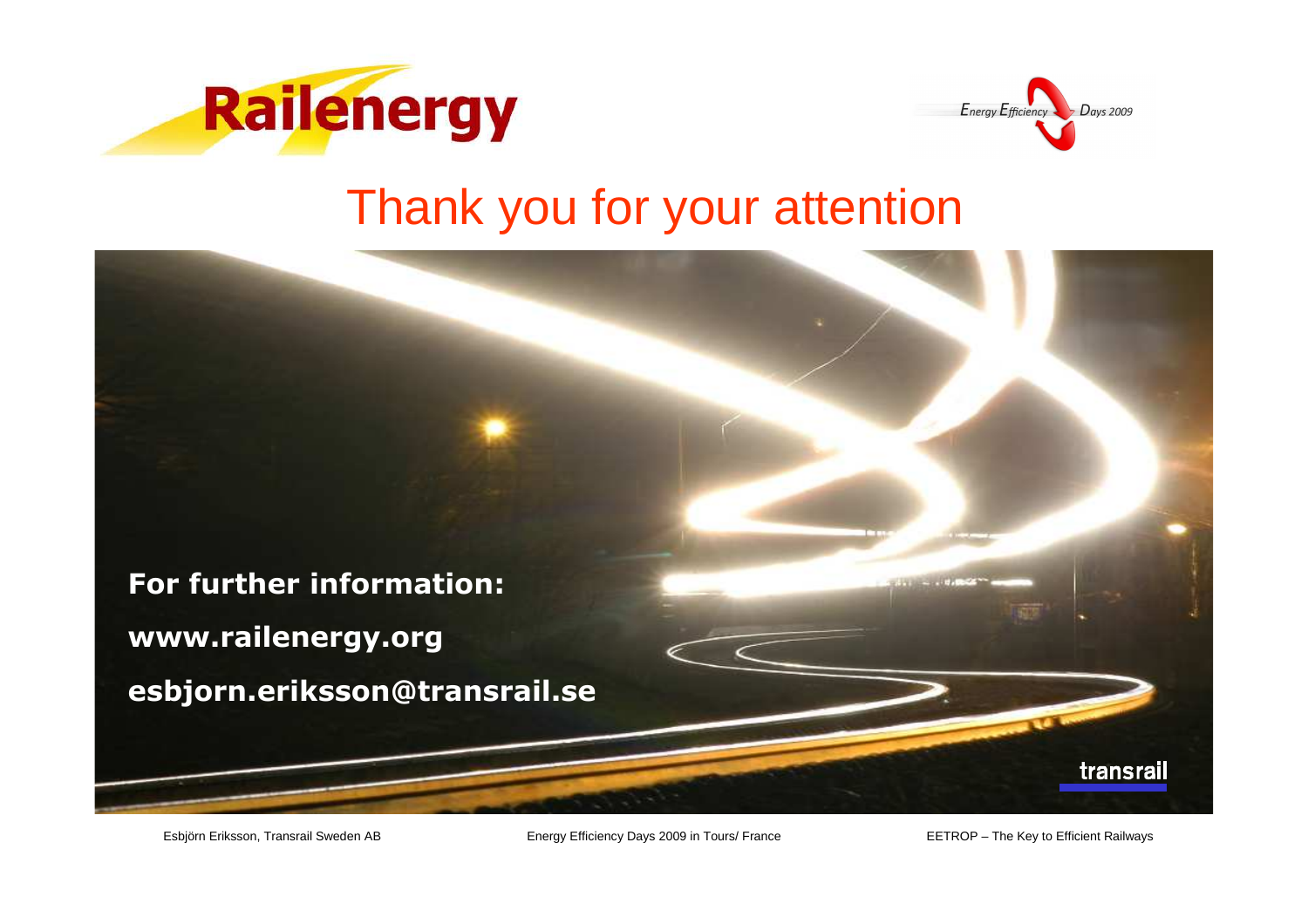# Thank you for your attention

**For further information:**

**www.railenergy.org**

**esbjorn.eriksson@transrail.se**